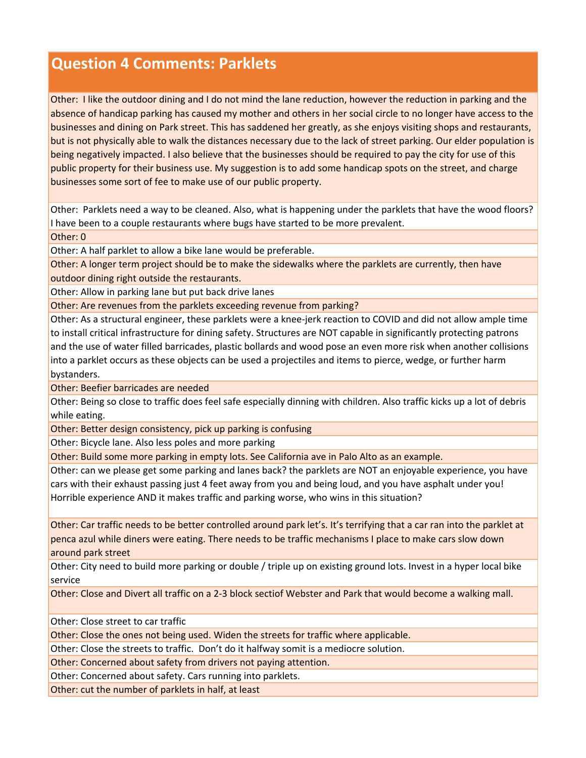# Question 4 Comments: Parklets

Other:  I like the outdoor dining and I do not mind the lane reduction, however the reduction in parking and the absence of handicap parking has caused my mother and others in her social circle to no longer have access to the businesses and dining on Park street. This has saddened her greatly, as she enjoys visiting shops and restaurants, but is not physically able to walk the distances necessary due to the lack of street parking. Our elder population is being negatively impacted. I also believe that the businesses should be required to pay the city for use of this public property for their business use. My suggestion is to add some handicap spots on the street, and charge businesses some sort of fee to make use of our public property.

Other:  Parklets need a way to be cleaned. Also, what is happening under the parklets that have the wood floors? I have been to a couple restaurants where bugs have started to be more prevalent.

Other: 0

Other: A half parklet to allow a bike lane would be preferable.

Other: A longer term project should be to make the sidewalks where the parklets are currently, then have outdoor dining right outside the restaurants.

Other: Allow in parking lane but put back drive lanes

Other: Are revenues from the parklets exceeding revenue from parking?

Other: As a structural engineer, these parklets were a knee-jerk reaction to COVID and did not allow ample time to install critical infrastructure for dining safety. Structures are NOT capable in significantly protecting patrons and the use of water filled barricades, plastic bollards and wood pose an even more risk when another collisions into a parklet occurs as these objects can be used a projectiles and items to pierce, wedge, or further harm bystanders.

Other: Beefier barricades are needed

Other: Being so close to traffic does feel safe especially dinning with children. Also traffic kicks up a lot of debris while eating.

Other: Better design consistency, pick up parking is confusing

Other: Bicycle lane. Also less poles and more parking

Other: Build some more parking in empty lots. See California ave in Palo Alto as an example.

Other: can we please get some parking and lanes back? the parklets are NOT an enjoyable experience, you have cars with their exhaust passing just 4 feet away from you and being loud, and you have asphalt under you! Horrible experience AND it makes traffic and parking worse, who wins in this situation?

Other: Car traffic needs to be better controlled around park let's. It's terrifying that a car ran into the parklet at penca azul while diners were eating. There needs to be traffic mechanisms I place to make cars slow down around park street

Other: City need to build more parking or double / triple up on existing ground lots. Invest in a hyper local bike service

Other: Close and Divert all traffic on a 2-3 block sectiof Webster and Park that would become a walking mall.

Other: Close street to car traffic

Other: Close the ones not being used. Widen the streets for traffic where applicable.

Other: Close the streets to traffic.  Don't do it halfway somit is a mediocre solution.

Other: Concerned about safety from drivers not paying attention.

Other: Concerned about safety. Cars running into parklets.

Other: cut the number of parklets in half, at least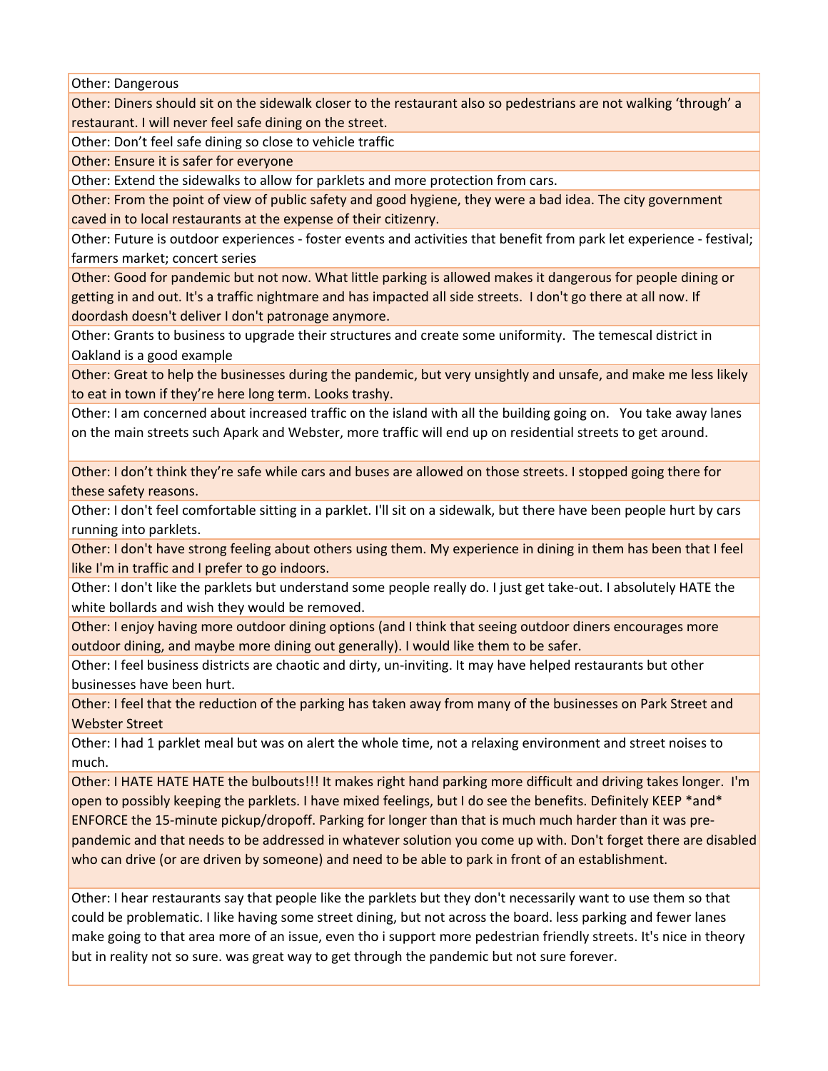| |
|---|
| Other: Dangerous |
| Other: Diners should sit on the sidewalk closer to the restaurant also so pedestrians are not walking 'through' a restaurant. I will never feel safe dining on the street. |
| Other: Don't feel safe dining so close to vehicle traffic |
| Other: Ensure it is safer for everyone |
| Other: Extend the sidewalks to allow for parklets and more protection from cars. |
| Other: From the point of view of public safety and good hygiene, they were a bad idea. The city government caved in to local restaurants at the expense of their citizenry. |
| Other: Future is outdoor experiences - foster events and activities that benefit from park let experience - festival; farmers market; concert series |
| Other: Good for pandemic but not now. What little parking is allowed makes it dangerous for people dining or getting in and out. It's a traffic nightmare and has impacted all side streets. I don't go there at all now. If doordash doesn't deliver I don't patronage anymore. |
| Other: Grants to business to upgrade their structures and create some uniformity. The temescal district in Oakland is a good example |
| Other: Great to help the businesses during the pandemic, but very unsightly and unsafe, and make me less likely to eat in town if they're here long term. Looks trashy. |
| Other: I am concerned about increased traffic on the island with all the building going on. You take away lanes on the main streets such Apark and Webster, more traffic will end up on residential streets to get around. |
| Other: I don't think they're safe while cars and buses are allowed on those streets. I stopped going there for these safety reasons. |
| Other: I don't feel comfortable sitting in a parklet. I'll sit on a sidewalk, but there have been people hurt by cars running into parklets. |
| Other: I don't have strong feeling about others using them. My experience in dining in them has been that I feel like I'm in traffic and I prefer to go indoors. |
| Other: I don't like the parklets but understand some people really do. I just get take-out. I absolutely HATE the white bollards and wish they would be removed. |
| Other: I enjoy having more outdoor dining options (and I think that seeing outdoor diners encourages more outdoor dining, and maybe more dining out generally). I would like them to be safer. |
| Other: I feel business districts are chaotic and dirty, un-inviting. It may have helped restaurants but other businesses have been hurt. |
| Other: I feel that the reduction of the parking has taken away from many of the businesses on Park Street and Webster Street |
| Other: I had 1 parklet meal but was on alert the whole time, not a relaxing environment and street noises to much. |
| Other: I HATE HATE HATE the bulbouts!!! It makes right hand parking more difficult and driving takes longer. I'm open to possibly keeping the parklets. I have mixed feelings, but I do see the benefits. Definitely KEEP *and* ENFORCE the 15-minute pickup/dropoff. Parking for longer than that is much much harder than it was pre-pandemic and that needs to be addressed in whatever solution you come up with. Don't forget there are disabled who can drive (or are driven by someone) and need to be able to park in front of an establishment. |
| Other: I hear restaurants say that people like the parklets but they don't necessarily want to use them so that could be problematic. I like having some street dining, but not across the board. less parking and fewer lanes make going to that area more of an issue, even tho i support more pedestrian friendly streets. It's nice in theory but in reality not so sure. was great way to get through the pandemic but not sure forever. |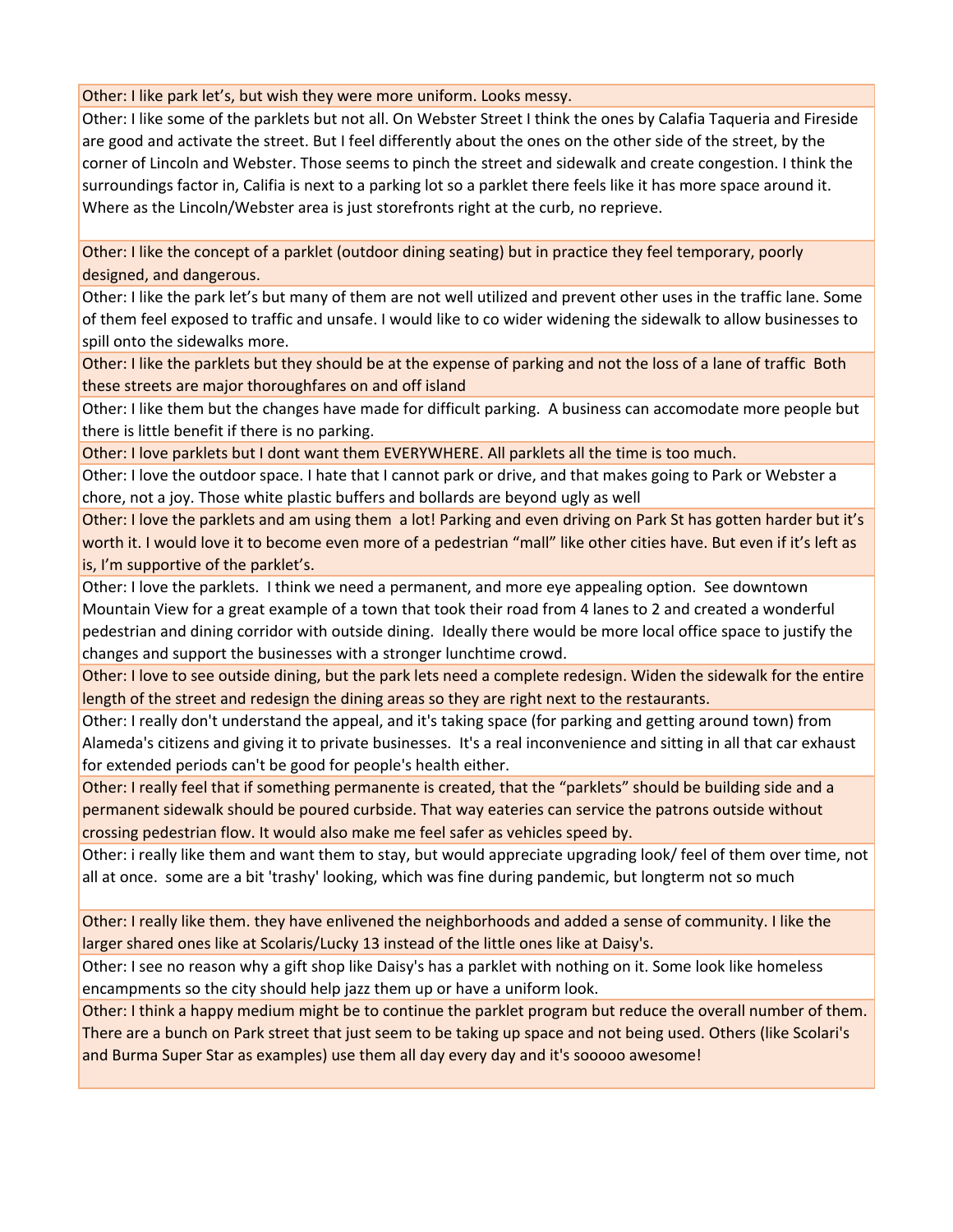Other: I like park let's, but wish they were more uniform. Looks messy.

Other: I like some of the parklets but not all. On Webster Street I think the ones by Calafia Taqueria and Fireside are good and activate the street. But I feel differently about the ones on the other side of the street, by the corner of Lincoln and Webster. Those seems to pinch the street and sidewalk and create congestion. I think the surroundings factor in, Califia is next to a parking lot so a parklet there feels like it has more space around it. Where as the Lincoln/Webster area is just storefronts right at the curb, no reprieve.

Other: I like the concept of a parklet (outdoor dining seating) but in practice they feel temporary, poorly designed, and dangerous.

Other: I like the park let's but many of them are not well utilized and prevent other uses in the traffic lane. Some of them feel exposed to traffic and unsafe. I would like to co wider widening the sidewalk to allow businesses to spill onto the sidewalks more.

Other: I like the parklets but they should be at the expense of parking and not the loss of a lane of traffic Both these streets are major thoroughfares on and off island

Other: I like them but the changes have made for difficult parking. A business can accomodate more people but there is little benefit if there is no parking.

Other: I love parklets but I dont want them EVERYWHERE. All parklets all the time is too much.

Other: I love the outdoor space. I hate that I cannot park or drive, and that makes going to Park or Webster a chore, not a joy. Those white plastic buffers and bollards are beyond ugly as well

Other: I love the parklets and am using them a lot! Parking and even driving on Park St has gotten harder but it's worth it. I would love it to become even more of a pedestrian "mall" like other cities have. But even if it's left as is, I'm supportive of the parklet's.

Other: I love the parklets. I think we need a permanent, and more eye appealing option. See downtown Mountain View for a great example of a town that took their road from 4 lanes to 2 and created a wonderful pedestrian and dining corridor with outside dining. Ideally there would be more local office space to justify the changes and support the businesses with a stronger lunchtime crowd.

Other: I love to see outside dining, but the park lets need a complete redesign. Widen the sidewalk for the entire length of the street and redesign the dining areas so they are right next to the restaurants.

Other: I really don't understand the appeal, and it's taking space (for parking and getting around town) from Alameda's citizens and giving it to private businesses. It's a real inconvenience and sitting in all that car exhaust for extended periods can't be good for people's health either.

Other: I really feel that if something permanente is created, that the "parklets" should be building side and a permanent sidewalk should be poured curbside. That way eateries can service the patrons outside without crossing pedestrian flow. It would also make me feel safer as vehicles speed by.

Other: i really like them and want them to stay, but would appreciate upgrading look/ feel of them over time, not all at once. some are a bit 'trashy' looking, which was fine during pandemic, but longterm not so much

Other: I really like them. they have enlivened the neighborhoods and added a sense of community. I like the larger shared ones like at Scolaris/Lucky 13 instead of the little ones like at Daisy's.

Other: I see no reason why a gift shop like Daisy's has a parklet with nothing on it. Some look like homeless encampments so the city should help jazz them up or have a uniform look.

Other: I think a happy medium might be to continue the parklet program but reduce the overall number of them. There are a bunch on Park street that just seem to be taking up space and not being used. Others (like Scolari's and Burma Super Star as examples) use them all day every day and it's sooooo awesome!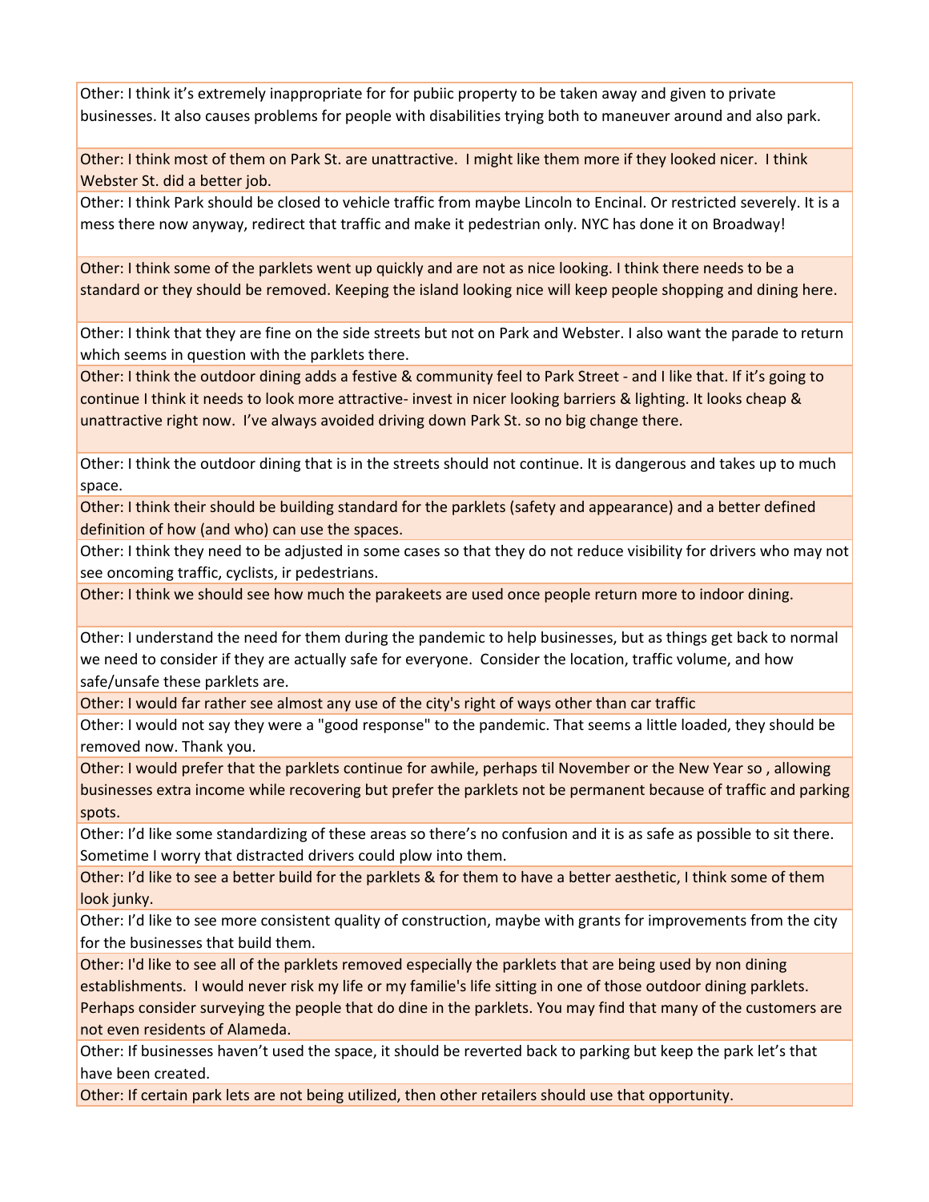| |
|---|
| Other: I think it's extremely inappropriate for for pubiic property to be taken away and given to private businesses. It also causes problems for people with disabilities trying both to maneuver around and also park. |
| Other: I think most of them on Park St. are unattractive. I might like them more if they looked nicer. I think Webster St. did a better job. |
| Other: I think Park should be closed to vehicle traffic from maybe Lincoln to Encinal. Or restricted severely. It is a mess there now anyway, redirect that traffic and make it pedestrian only. NYC has done it on Broadway! |
| Other: I think some of the parklets went up quickly and are not as nice looking. I think there needs to be a standard or they should be removed. Keeping the island looking nice will keep people shopping and dining here. |
| Other: I think that they are fine on the side streets but not on Park and Webster. I also want the parade to return which seems in question with the parklets there. |
| Other: I think the outdoor dining adds a festive & community feel to Park Street - and I like that. If it's going to continue I think it needs to look more attractive- invest in nicer looking barriers & lighting. It looks cheap & unattractive right now. I've always avoided driving down Park St. so no big change there. |
| Other: I think the outdoor dining that is in the streets should not continue. It is dangerous and takes up to much space. |
| Other: I think their should be building standard for the parklets (safety and appearance) and a better defined definition of how (and who) can use the spaces. |
| Other: I think they need to be adjusted in some cases so that they do not reduce visibility for drivers who may not see oncoming traffic, cyclists, ir pedestrians. |
| Other: I think we should see how much the parakeets are used once people return more to indoor dining. |
| Other: I understand the need for them during the pandemic to help businesses, but as things get back to normal we need to consider if they are actually safe for everyone. Consider the location, traffic volume, and how safe/unsafe these parklets are. |
| Other: I would far rather see almost any use of the city's right of ways other than car traffic |
| Other: I would not say they were a "good response" to the pandemic. That seems a little loaded, they should be removed now. Thank you. |
| Other: I would prefer that the parklets continue for awhile, perhaps til November or the New Year so , allowing businesses extra income while recovering but prefer the parklets not be permanent because of traffic and parking spots. |
| Other: I'd like some standardizing of these areas so there's no confusion and it is as safe as possible to sit there. Sometime I worry that distracted drivers could plow into them. |
| Other: I'd like to see a better build for the parklets & for them to have a better aesthetic, I think some of them look junky. |
| Other: I'd like to see more consistent quality of construction, maybe with grants for improvements from the city for the businesses that build them. |
| Other: I'd like to see all of the parklets removed especially the parklets that are being used by non dining establishments. I would never risk my life or my familie's life sitting in one of those outdoor dining parklets. Perhaps consider surveying the people that do dine in the parklets. You may find that many of the customers are not even residents of Alameda. |
| Other: If businesses haven't used the space, it should be reverted back to parking but keep the park let's that have been created. |
| Other: If certain park lets are not being utilized, then other retailers should use that opportunity. |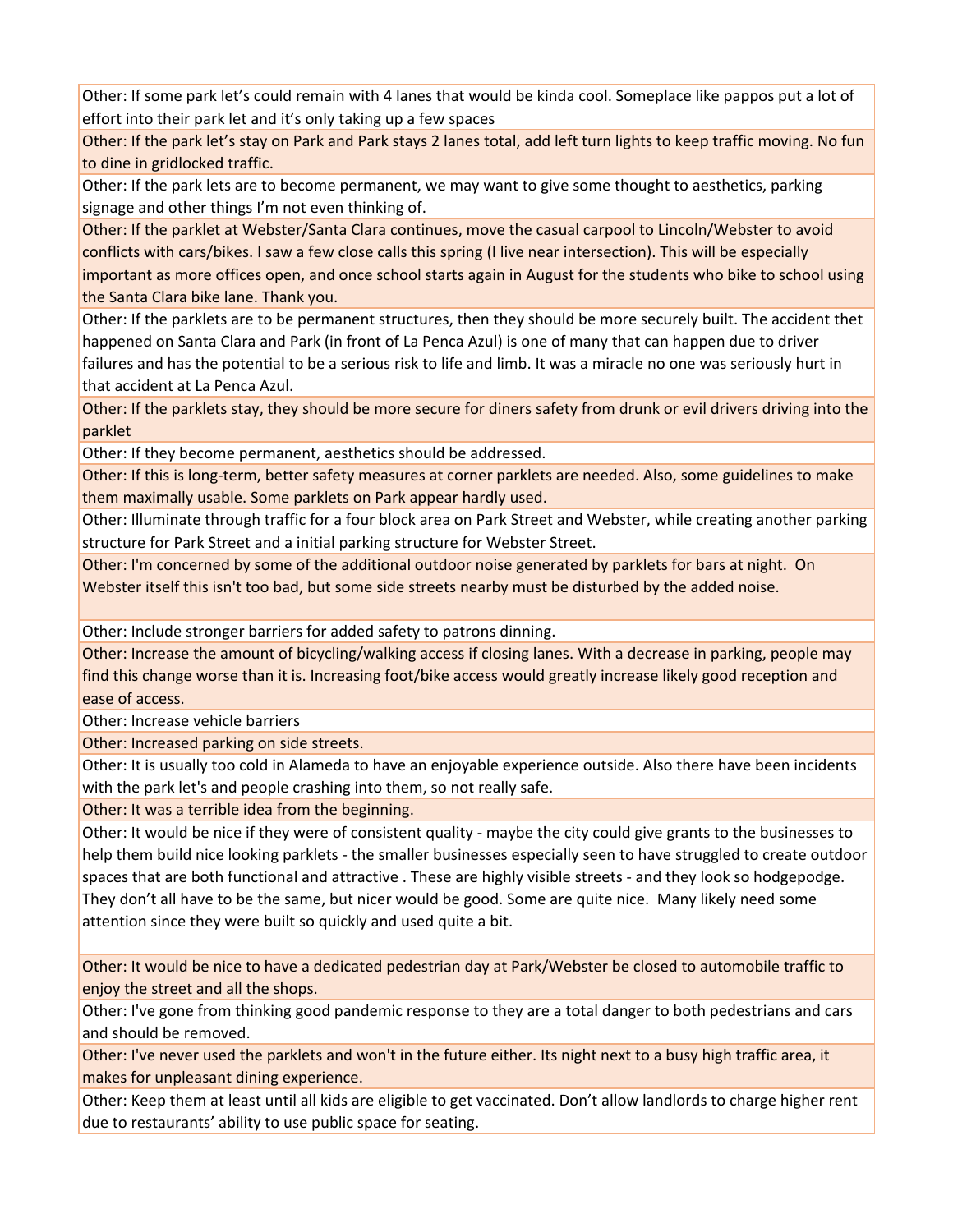| |
|---|
| Other: If some park let's could remain with 4 lanes that would be kinda cool. Someplace like pappos put a lot of effort into their park let and it's only taking up a few spaces |
| Other: If the park let's stay on Park and Park stays 2 lanes total, add left turn lights to keep traffic moving. No fun to dine in gridlocked traffic. |
| Other: If the park lets are to become permanent, we may want to give some thought to aesthetics, parking signage and other things I'm not even thinking of. |
| Other: If the parklet at Webster/Santa Clara continues, move the casual carpool to Lincoln/Webster to avoid conflicts with cars/bikes. I saw a few close calls this spring (I live near intersection). This will be especially important as more offices open, and once school starts again in August for the students who bike to school using the Santa Clara bike lane. Thank you. |
| Other: If the parklets are to be permanent structures, then they should be more securely built. The accident thet happened on Santa Clara and Park (in front of La Penca Azul) is one of many that can happen due to driver failures and has the potential to be a serious risk to life and limb. It was a miracle no one was seriously hurt in that accident at La Penca Azul. |
| Other: If the parklets stay, they should be more secure for diners safety from drunk or evil drivers driving into the parklet |
| Other: If they become permanent, aesthetics should be addressed. |
| Other: If this is long-term, better safety measures at corner parklets are needed. Also, some guidelines to make them maximally usable. Some parklets on Park appear hardly used. |
| Other: Illuminate through traffic for a four block area on Park Street and Webster, while creating another parking structure for Park Street and a initial parking structure for Webster Street. |
| Other: I'm concerned by some of the additional outdoor noise generated by parklets for bars at night. On Webster itself this isn't too bad, but some side streets nearby must be disturbed by the added noise. |
| Other: Include stronger barriers for added safety to patrons dinning. |
| Other: Increase the amount of bicycling/walking access if closing lanes. With a decrease in parking, people may find this change worse than it is. Increasing foot/bike access would greatly increase likely good reception and ease of access. |
| Other: Increase vehicle barriers |
| Other: Increased parking on side streets. |
| Other: It is usually too cold in Alameda to have an enjoyable experience outside. Also there have been incidents with the park let's and people crashing into them, so not really safe. |
| Other: It was a terrible idea from the beginning. |
| Other: It would be nice if they were of consistent quality - maybe the city could give grants to the businesses to help them build nice looking parklets - the smaller businesses especially seen to have struggled to create outdoor spaces that are both functional and attractive . These are highly visible streets - and they look so hodgepodge. They don't all have to be the same, but nicer would be good. Some are quite nice. Many likely need some attention since they were built so quickly and used quite a bit. |
| Other: It would be nice to have a dedicated pedestrian day at Park/Webster be closed to automobile traffic to enjoy the street and all the shops. |
| Other: I've gone from thinking good pandemic response to they are a total danger to both pedestrians and cars and should be removed. |
| Other: I've never used the parklets and won't in the future either. Its night next to a busy high traffic area, it makes for unpleasant dining experience. |
| Other: Keep them at least until all kids are eligible to get vaccinated. Don't allow landlords to charge higher rent due to restaurants' ability to use public space for seating. |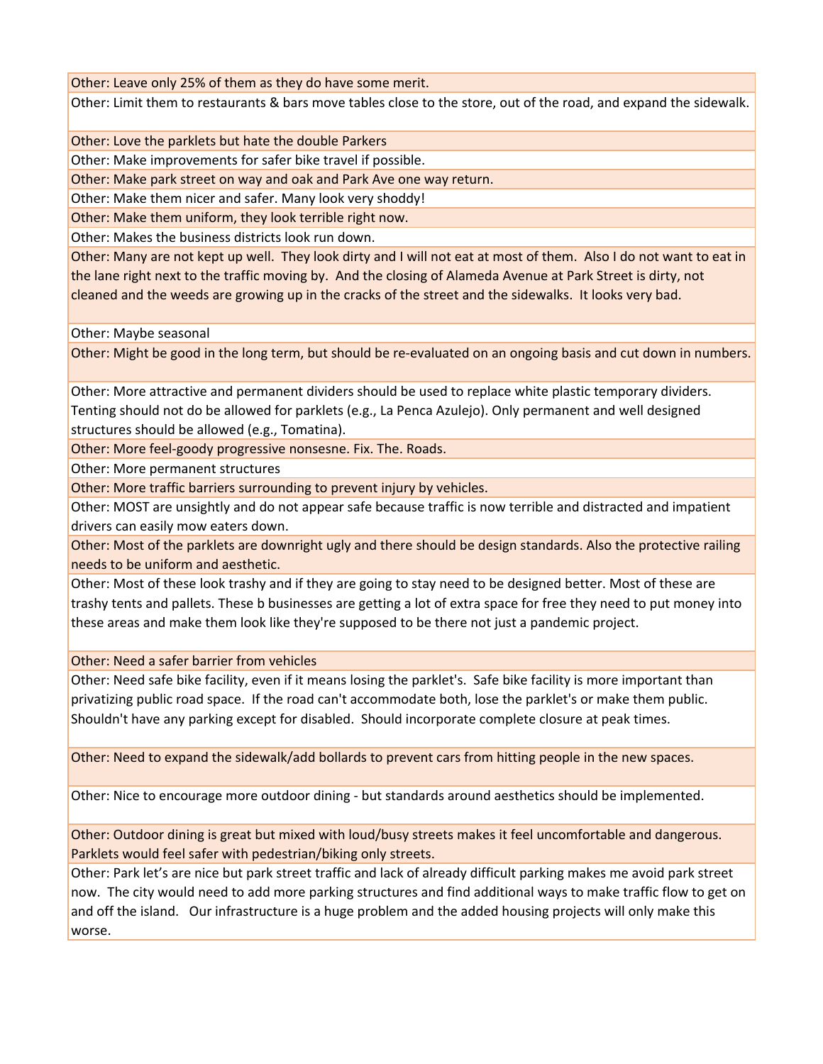Other: Leave only 25% of them as they do have some merit.

Other: Limit them to restaurants & bars move tables close to the store, out of the road, and expand the sidewalk.

Other: Love the parklets but hate the double Parkers

Other: Make improvements for safer bike travel if possible.

Other: Make park street on way and oak and Park Ave one way return.

Other: Make them nicer and safer. Many look very shoddy!

Other: Make them uniform, they look terrible right now.

Other: Makes the business districts look run down.

Other: Many are not kept up well. They look dirty and I will not eat at most of them. Also I do not want to eat in the lane right next to the traffic moving by. And the closing of Alameda Avenue at Park Street is dirty, not cleaned and the weeds are growing up in the cracks of the street and the sidewalks. It looks very bad.

Other: Maybe seasonal

Other: Might be good in the long term, but should be re-evaluated on an ongoing basis and cut down in numbers.

Other: More attractive and permanent dividers should be used to replace white plastic temporary dividers. Tenting should not do be allowed for parklets (e.g., La Penca Azulejo). Only permanent and well designed structures should be allowed (e.g., Tomatina).

Other: More feel-goody progressive nonsesne. Fix. The. Roads.

Other: More permanent structures

Other: More traffic barriers surrounding to prevent injury by vehicles.

Other: MOST are unsightly and do not appear safe because traffic is now terrible and distracted and impatient drivers can easily mow eaters down.

Other: Most of the parklets are downright ugly and there should be design standards. Also the protective railing needs to be uniform and aesthetic.

Other: Most of these look trashy and if they are going to stay need to be designed better. Most of these are trashy tents and pallets. These b businesses are getting a lot of extra space for free they need to put money into these areas and make them look like they're supposed to be there not just a pandemic project.

Other: Need a safer barrier from vehicles

Other: Need safe bike facility, even if it means losing the parklet's. Safe bike facility is more important than privatizing public road space. If the road can't accommodate both, lose the parklet's or make them public. Shouldn't have any parking except for disabled. Should incorporate complete closure at peak times.

Other: Need to expand the sidewalk/add bollards to prevent cars from hitting people in the new spaces.

Other: Nice to encourage more outdoor dining - but standards around aesthetics should be implemented.

Other: Outdoor dining is great but mixed with loud/busy streets makes it feel uncomfortable and dangerous. Parklets would feel safer with pedestrian/biking only streets.

Other: Park let's are nice but park street traffic and lack of already difficult parking makes me avoid park street now. The city would need to add more parking structures and find additional ways to make traffic flow to get on and off the island. Our infrastructure is a huge problem and the added housing projects will only make this worse.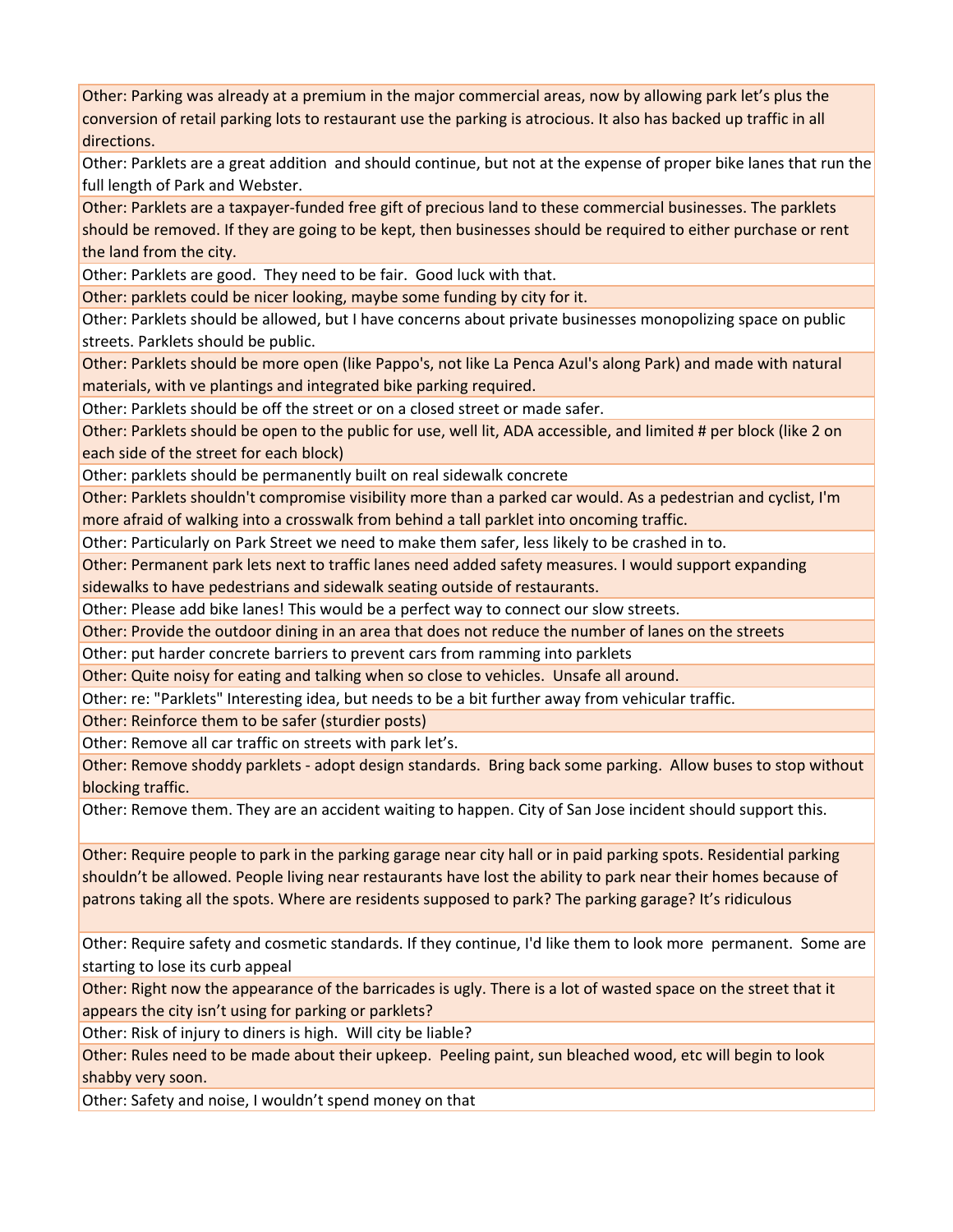| |
|---|
| Other: Parking was already at a premium in the major commercial areas, now by allowing park let's plus the conversion of retail parking lots to restaurant use the parking is atrocious. It also has backed up traffic in all directions. |
| Other: Parklets are a great addition  and should continue, but not at the expense of proper bike lanes that run the full length of Park and Webster. |
| Other: Parklets are a taxpayer-funded free gift of precious land to these commercial businesses. The parklets should be removed. If they are going to be kept, then businesses should be required to either purchase or rent the land from the city. |
| Other: Parklets are good.  They need to be fair.  Good luck with that. |
| Other: parklets could be nicer looking, maybe some funding by city for it. |
| Other: Parklets should be allowed, but I have concerns about private businesses monopolizing space on public streets. Parklets should be public. |
| Other: Parklets should be more open (like Pappo's, not like La Penca Azul's along Park) and made with natural materials, with ve plantings and integrated bike parking required. |
| Other: Parklets should be off the street or on a closed street or made safer. |
| Other: Parklets should be open to the public for use, well lit, ADA accessible, and limited # per block (like 2 on each side of the street for each block) |
| Other: parklets should be permanently built on real sidewalk concrete |
| Other: Parklets shouldn't compromise visibility more than a parked car would. As a pedestrian and cyclist, I'm more afraid of walking into a crosswalk from behind a tall parklet into oncoming traffic. |
| Other: Particularly on Park Street we need to make them safer, less likely to be crashed in to. |
| Other: Permanent park lets next to traffic lanes need added safety measures. I would support expanding sidewalks to have pedestrians and sidewalk seating outside of restaurants. |
| Other: Please add bike lanes! This would be a perfect way to connect our slow streets. |
| Other: Provide the outdoor dining in an area that does not reduce the number of lanes on the streets |
| Other: put harder concrete barriers to prevent cars from ramming into parklets |
| Other: Quite noisy for eating and talking when so close to vehicles.  Unsafe all around. |
| Other: re: "Parklets" Interesting idea, but needs to be a bit further away from vehicular traffic. |
| Other: Reinforce them to be safer (sturdier posts) |
| Other: Remove all car traffic on streets with park let's. |
| Other: Remove shoddy parklets - adopt design standards.  Bring back some parking.  Allow buses to stop without blocking traffic. |
| Other: Remove them. They are an accident waiting to happen. City of San Jose incident should support this. |
| Other: Require people to park in the parking garage near city hall or in paid parking spots. Residential parking shouldn't be allowed. People living near restaurants have lost the ability to park near their homes because of patrons taking all the spots. Where are residents supposed to park? The parking garage? It's ridiculous |
| Other: Require safety and cosmetic standards. If they continue, I'd like them to look more  permanent.  Some are starting to lose its curb appeal |
| Other: Right now the appearance of the barricades is ugly. There is a lot of wasted space on the street that it appears the city isn't using for parking or parklets? |
| Other: Risk of injury to diners is high.  Will city be liable? |
| Other: Rules need to be made about their upkeep.  Peeling paint, sun bleached wood, etc will begin to look shabby very soon. |
| Other: Safety and noise, I wouldn't spend money on that |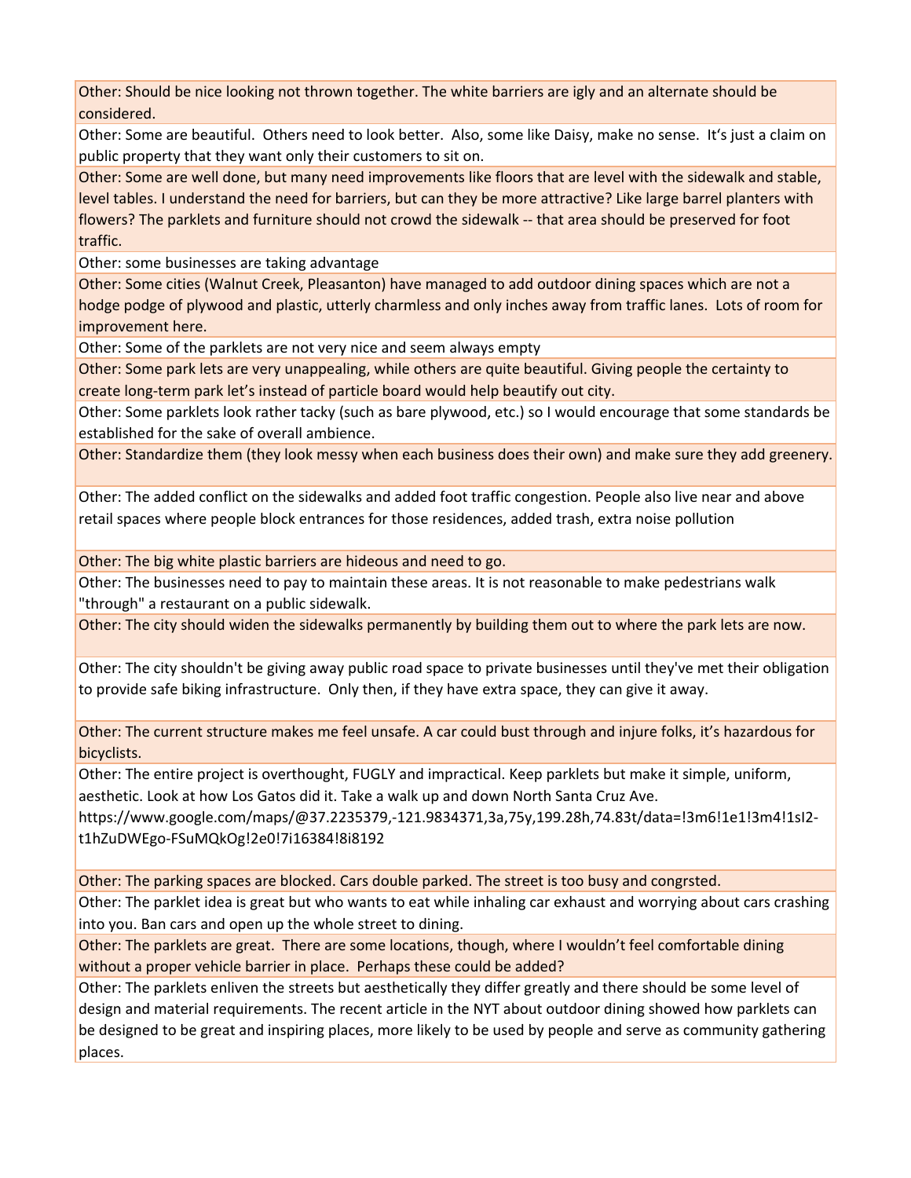Other: Should be nice looking not thrown together. The white barriers are igly and an alternate should be considered.

Other: Some are beautiful. Others need to look better. Also, some like Daisy, make no sense. It's just a claim on public property that they want only their customers to sit on.

Other: Some are well done, but many need improvements like floors that are level with the sidewalk and stable, level tables. I understand the need for barriers, but can they be more attractive? Like large barrel planters with flowers? The parklets and furniture should not crowd the sidewalk -- that area should be preserved for foot traffic.

Other: some businesses are taking advantage

Other: Some cities (Walnut Creek, Pleasanton) have managed to add outdoor dining spaces which are not a hodge podge of plywood and plastic, utterly charmless and only inches away from traffic lanes. Lots of room for improvement here.

Other: Some of the parklets are not very nice and seem always empty

Other: Some park lets are very unappealing, while others are quite beautiful. Giving people the certainty to create long-term park let's instead of particle board would help beautify out city.

Other: Some parklets look rather tacky (such as bare plywood, etc.) so I would encourage that some standards be established for the sake of overall ambience.

Other: Standardize them (they look messy when each business does their own) and make sure they add greenery.

Other: The added conflict on the sidewalks and added foot traffic congestion. People also live near and above retail spaces where people block entrances for those residences, added trash, extra noise pollution

Other: The big white plastic barriers are hideous and need to go.

Other: The businesses need to pay to maintain these areas. It is not reasonable to make pedestrians walk "through" a restaurant on a public sidewalk.

Other: The city should widen the sidewalks permanently by building them out to where the park lets are now.

Other: The city shouldn't be giving away public road space to private businesses until they've met their obligation to provide safe biking infrastructure. Only then, if they have extra space, they can give it away.

Other: The current structure makes me feel unsafe. A car could bust through and injure folks, it's hazardous for bicyclists.

Other: The entire project is overthought, FUGLY and impractical. Keep parklets but make it simple, uniform, aesthetic. Look at how Los Gatos did it. Take a walk up and down North Santa Cruz Ave. https://www.google.com/maps/@37.2235379,-121.9834371,3a,75y,199.28h,74.83t/data=!3m6!1e1!3m4!1sI2-t1hZuDWEgo-FSuMQkOg!2e0!7i16384!8i8192

Other: The parking spaces are blocked. Cars double parked. The street is too busy and congrsted.

Other: The parklet idea is great but who wants to eat while inhaling car exhaust and worrying about cars crashing into you. Ban cars and open up the whole street to dining.

Other: The parklets are great. There are some locations, though, where I wouldn't feel comfortable dining without a proper vehicle barrier in place. Perhaps these could be added?

Other: The parklets enliven the streets but aesthetically they differ greatly and there should be some level of design and material requirements. The recent article in the NYT about outdoor dining showed how parklets can be designed to be great and inspiring places, more likely to be used by people and serve as community gathering places.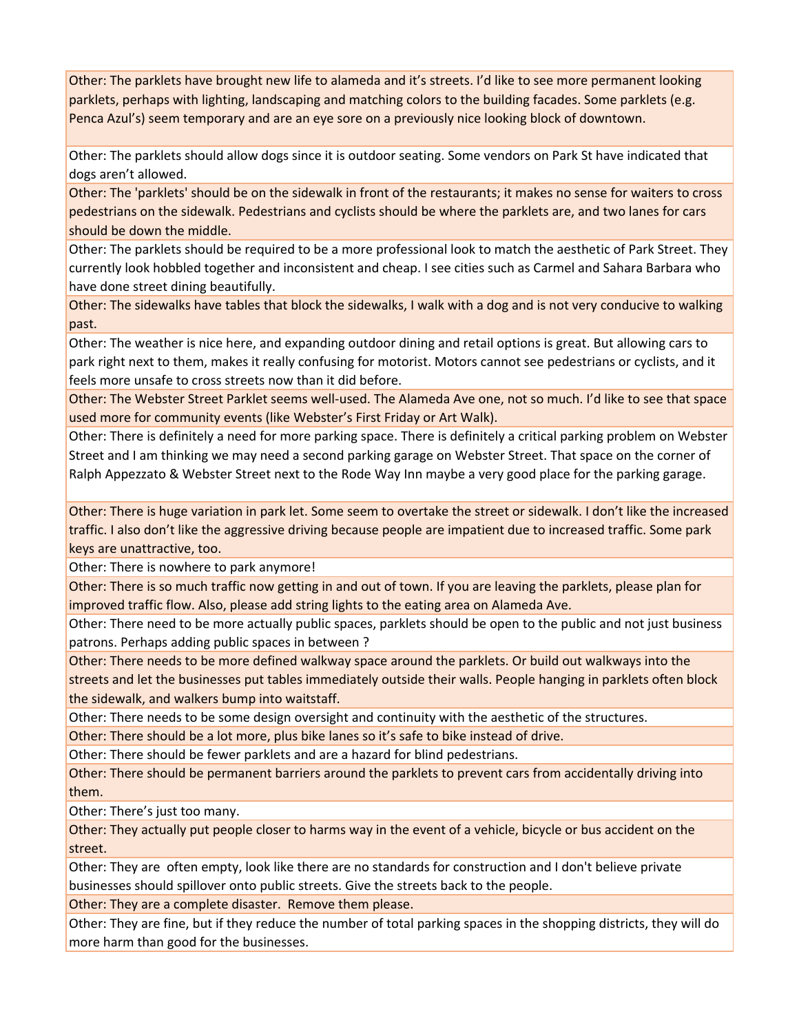Other: The parklets have brought new life to alameda and it's streets. I'd like to see more permanent looking parklets, perhaps with lighting, landscaping and matching colors to the building facades. Some parklets (e.g. Penca Azul's) seem temporary and are an eye sore on a previously nice looking block of downtown.

Other: The parklets should allow dogs since it is outdoor seating. Some vendors on Park St have indicated that dogs aren't allowed.

Other: The 'parklets' should be on the sidewalk in front of the restaurants; it makes no sense for waiters to cross pedestrians on the sidewalk. Pedestrians and cyclists should be where the parklets are, and two lanes for cars should be down the middle.

Other: The parklets should be required to be a more professional look to match the aesthetic of Park Street. They currently look hobbled together and inconsistent and cheap. I see cities such as Carmel and Sahara Barbara who have done street dining beautifully.

Other: The sidewalks have tables that block the sidewalks, I walk with a dog and is not very conducive to walking past.

Other: The weather is nice here, and expanding outdoor dining and retail options is great. But allowing cars to park right next to them, makes it really confusing for motorist. Motors cannot see pedestrians or cyclists, and it feels more unsafe to cross streets now than it did before.

Other: The Webster Street Parklet seems well-used. The Alameda Ave one, not so much. I'd like to see that space used more for community events (like Webster's First Friday or Art Walk).

Other: There is definitely a need for more parking space. There is definitely a critical parking problem on Webster Street and I am thinking we may need a second parking garage on Webster Street. That space on the corner of Ralph Appezzato & Webster Street next to the Rode Way Inn maybe a very good place for the parking garage.

Other: There is huge variation in park let. Some seem to overtake the street or sidewalk. I don't like the increased traffic. I also don't like the aggressive driving because people are impatient due to increased traffic. Some park keys are unattractive, too.

Other: There is nowhere to park anymore!

Other: There is so much traffic now getting in and out of town. If you are leaving the parklets, please plan for improved traffic flow. Also, please add string lights to the eating area on Alameda Ave.

Other: There need to be more actually public spaces, parklets should be open to the public and not just business patrons. Perhaps adding public spaces in between ?

Other: There needs to be more defined walkway space around the parklets. Or build out walkways into the streets and let the businesses put tables immediately outside their walls. People hanging in parklets often block the sidewalk, and walkers bump into waitstaff.

Other: There needs to be some design oversight and continuity with the aesthetic of the structures.

Other: There should be a lot more, plus bike lanes so it's safe to bike instead of drive.

Other: There should be fewer parklets and are a hazard for blind pedestrians.

Other: There should be permanent barriers around the parklets to prevent cars from accidentally driving into them.

Other: There's just too many.

Other: They actually put people closer to harms way in the event of a vehicle, bicycle or bus accident on the street.

Other: They are often empty, look like there are no standards for construction and I don't believe private businesses should spillover onto public streets. Give the streets back to the people.

Other: They are a complete disaster. Remove them please.

Other: They are fine, but if they reduce the number of total parking spaces in the shopping districts, they will do more harm than good for the businesses.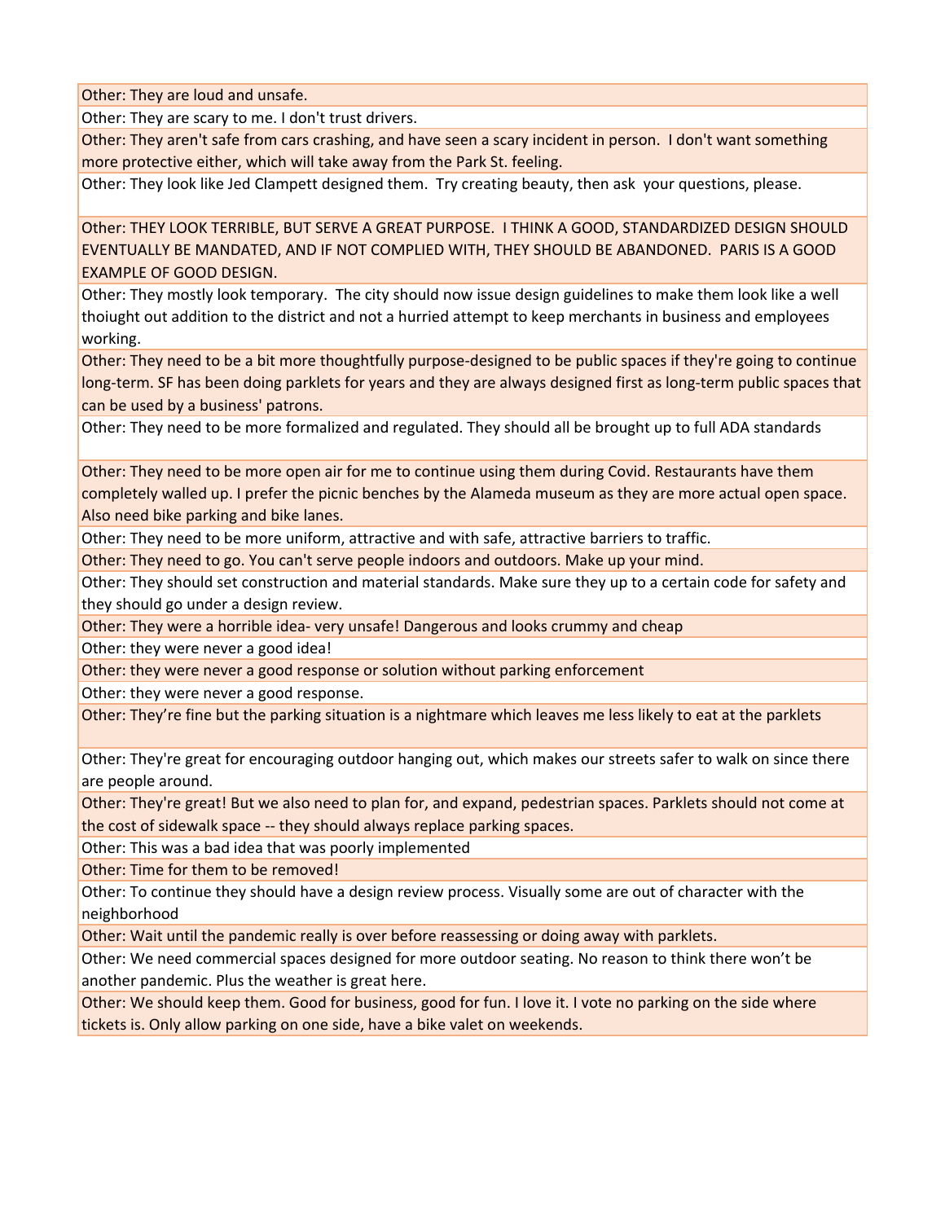Other: They are loud and unsafe.

Other: They are scary to me. I don't trust drivers.

Other: They aren't safe from cars crashing, and have seen a scary incident in person. I don't want something more protective either, which will take away from the Park St. feeling.

Other: They look like Jed Clampett designed them. Try creating beauty, then ask your questions, please.

Other: THEY LOOK TERRIBLE, BUT SERVE A GREAT PURPOSE. I THINK A GOOD, STANDARDIZED DESIGN SHOULD EVENTUALLY BE MANDATED, AND IF NOT COMPLIED WITH, THEY SHOULD BE ABANDONED. PARIS IS A GOOD EXAMPLE OF GOOD DESIGN.

Other: They mostly look temporary. The city should now issue design guidelines to make them look like a well thoiught out addition to the district and not a hurried attempt to keep merchants in business and employees working.

Other: They need to be a bit more thoughtfully purpose-designed to be public spaces if they're going to continue long-term. SF has been doing parklets for years and they are always designed first as long-term public spaces that can be used by a business' patrons.

Other: They need to be more formalized and regulated. They should all be brought up to full ADA standards

Other: They need to be more open air for me to continue using them during Covid. Restaurants have them completely walled up. I prefer the picnic benches by the Alameda museum as they are more actual open space. Also need bike parking and bike lanes.

Other: They need to be more uniform, attractive and with safe, attractive barriers to traffic.

Other: They need to go. You can't serve people indoors and outdoors. Make up your mind.

Other: They should set construction and material standards. Make sure they up to a certain code for safety and they should go under a design review.

Other: They were a horrible idea- very unsafe! Dangerous and looks crummy and cheap

Other: they were never a good idea!

Other: they were never a good response or solution without parking enforcement

Other: they were never a good response.

Other: They're fine but the parking situation is a nightmare which leaves me less likely to eat at the parklets

Other: They're great for encouraging outdoor hanging out, which makes our streets safer to walk on since there are people around.

Other: They're great! But we also need to plan for, and expand, pedestrian spaces. Parklets should not come at the cost of sidewalk space -- they should always replace parking spaces.

Other: This was a bad idea that was poorly implemented

Other: Time for them to be removed!

Other: To continue they should have a design review process. Visually some are out of character with the neighborhood

Other: Wait until the pandemic really is over before reassessing or doing away with parklets.

Other: We need commercial spaces designed for more outdoor seating. No reason to think there won't be another pandemic. Plus the weather is great here.

Other: We should keep them. Good for business, good for fun. I love it. I vote no parking on the side where tickets is. Only allow parking on one side, have a bike valet on weekends.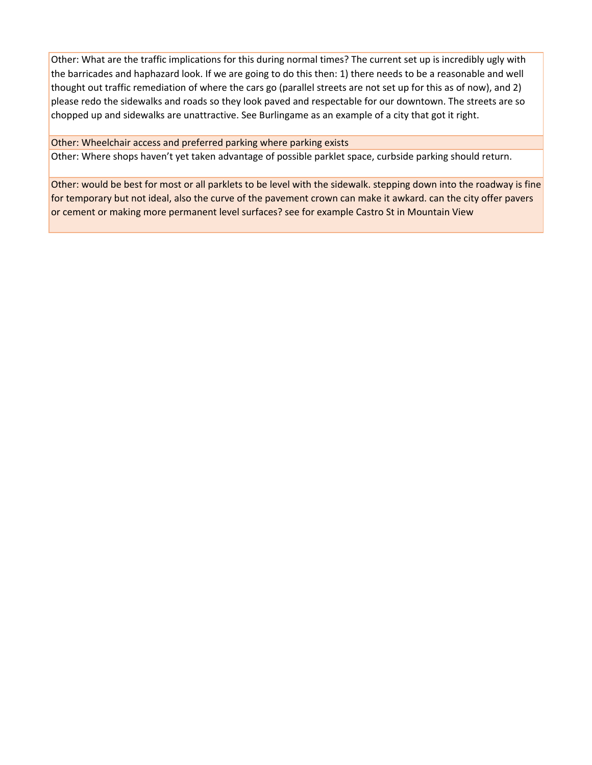Other: What are the traffic implications for this during normal times? The current set up is incredibly ugly with the barricades and haphazard look. If we are going to do this then: 1) there needs to be a reasonable and well thought out traffic remediation of where the cars go (parallel streets are not set up for this as of now), and 2) please redo the sidewalks and roads so they look paved and respectable for our downtown. The streets are so chopped up and sidewalks are unattractive. See Burlingame as an example of a city that got it right.

Other: Wheelchair access and preferred parking where parking exists

Other: Where shops haven't yet taken advantage of possible parklet space, curbside parking should return.

Other: would be best for most or all parklets to be level with the sidewalk. stepping down into the roadway is fine for temporary but not ideal, also the curve of the pavement crown can make it awkard. can the city offer pavers or cement or making more permanent level surfaces? see for example Castro St in Mountain View